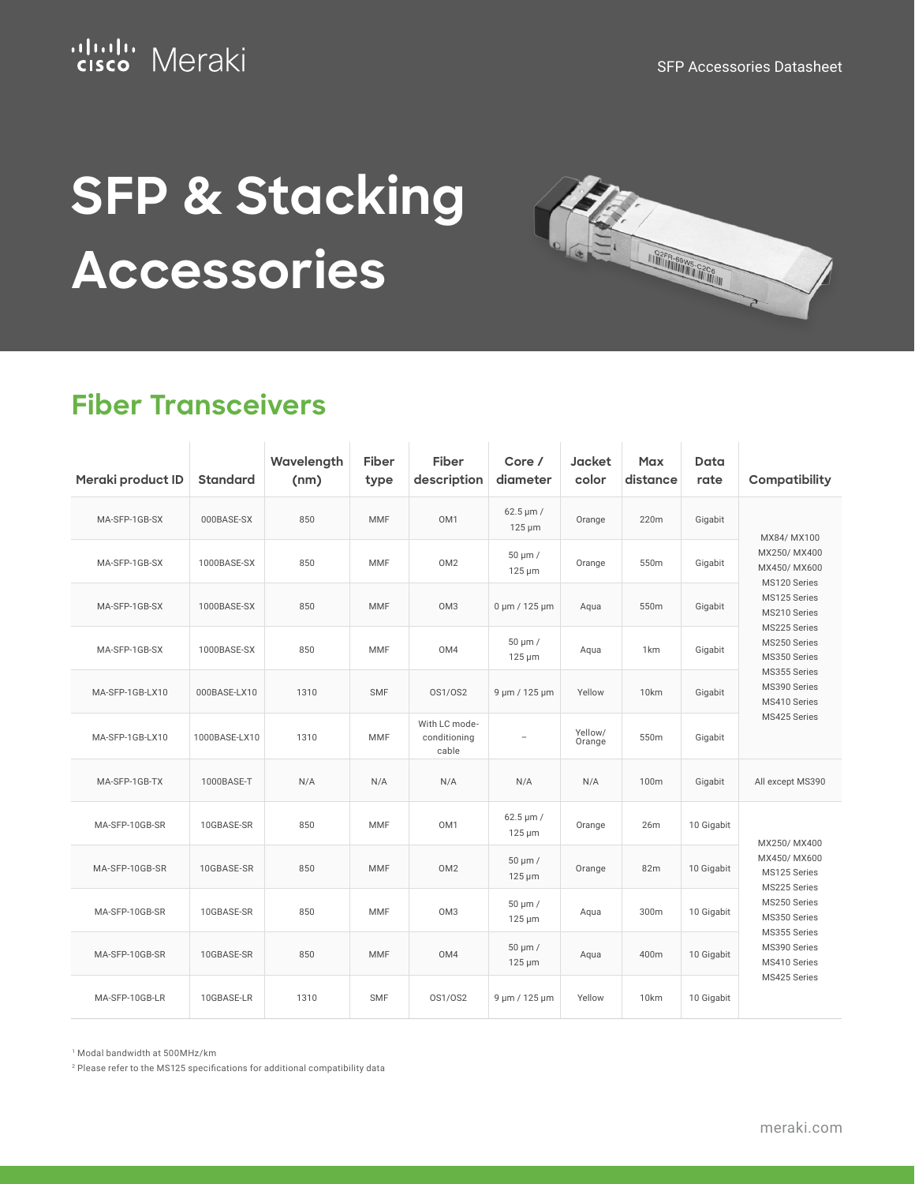# SFP & Stacking Accessories

## Fiber Transceivers

| Meraki product ID | Standard | Wavelength (nm) | Fiber type | Fiber description | Core / diameter | Jacket color | Max distance | Data rate | Compatibility |
|---|---|---|---|---|---|---|---|---|---|
| MA-SFP-1GB-SX | 000BASE-SX | 850 | MMF | OM1 | 62.5 µm / 125 µm | Orange | 220m | Gigabit | MX84/ MX100 MX250/ MX400 MX450/ MX600 MS120 Series MS125 Series MS210 Series MS225 Series MS250 Series MS350 Series MS355 Series MS390 Series MS410 Series MS425 Series |
| MA-SFP-1GB-SX | 1000BASE-SX | 850 | MMF | OM2 | 50 µm / 125 µm | Orange | 550m | Gigabit | |
| MA-SFP-1GB-SX | 1000BASE-SX | 850 | MMF | OM3 | 0 µm / 125 µm | Aqua | 550m | Gigabit | |
| MA-SFP-1GB-SX | 1000BASE-SX | 850 | MMF | OM4 | 50 µm / 125 µm | Aqua | 1km | Gigabit | |
| MA-SFP-1GB-LX10 | 000BASE-LX10 | 1310 | SMF | OS1/OS2 | 9 µm / 125 µm | Yellow | 10km | Gigabit | |
| MA-SFP-1GB-LX10 | 1000BASE-LX10 | 1310 | MMF | With LC mode-conditioning cable | – | Yellow/ Orange | 550m | Gigabit | |
| MA-SFP-1GB-TX | 1000BASE-T | N/A | N/A | N/A | N/A | N/A | 100m | Gigabit | All except MS390 |
| MA-SFP-10GB-SR | 10GBASE-SR | 850 | MMF | OM1 | 62.5 µm / 125 µm | Orange | 26m | 10 Gigabit | MX250/ MX400 MX450/ MX600 MS125 Series MS225 Series MS250 Series MS350 Series MS355 Series MS390 Series MS410 Series MS425 Series |
| MA-SFP-10GB-SR | 10GBASE-SR | 850 | MMF | OM2 | 50 µm / 125 µm | Orange | 82m | 10 Gigabit | |
| MA-SFP-10GB-SR | 10GBASE-SR | 850 | MMF | OM3 | 50 µm / 125 µm | Aqua | 300m | 10 Gigabit | |
| MA-SFP-10GB-SR | 10GBASE-SR | 850 | MMF | OM4 | 50 µm / 125 µm | Aqua | 400m | 10 Gigabit | |
| MA-SFP-10GB-LR | 10GBASE-LR | 1310 | SMF | OS1/OS2 | 9 µm / 125 µm | Yellow | 10km | 10 Gigabit | |

[1] Modal bandwidth at 500MHz/km

[2] Please refer to the MS125 specifications for additional compatibility data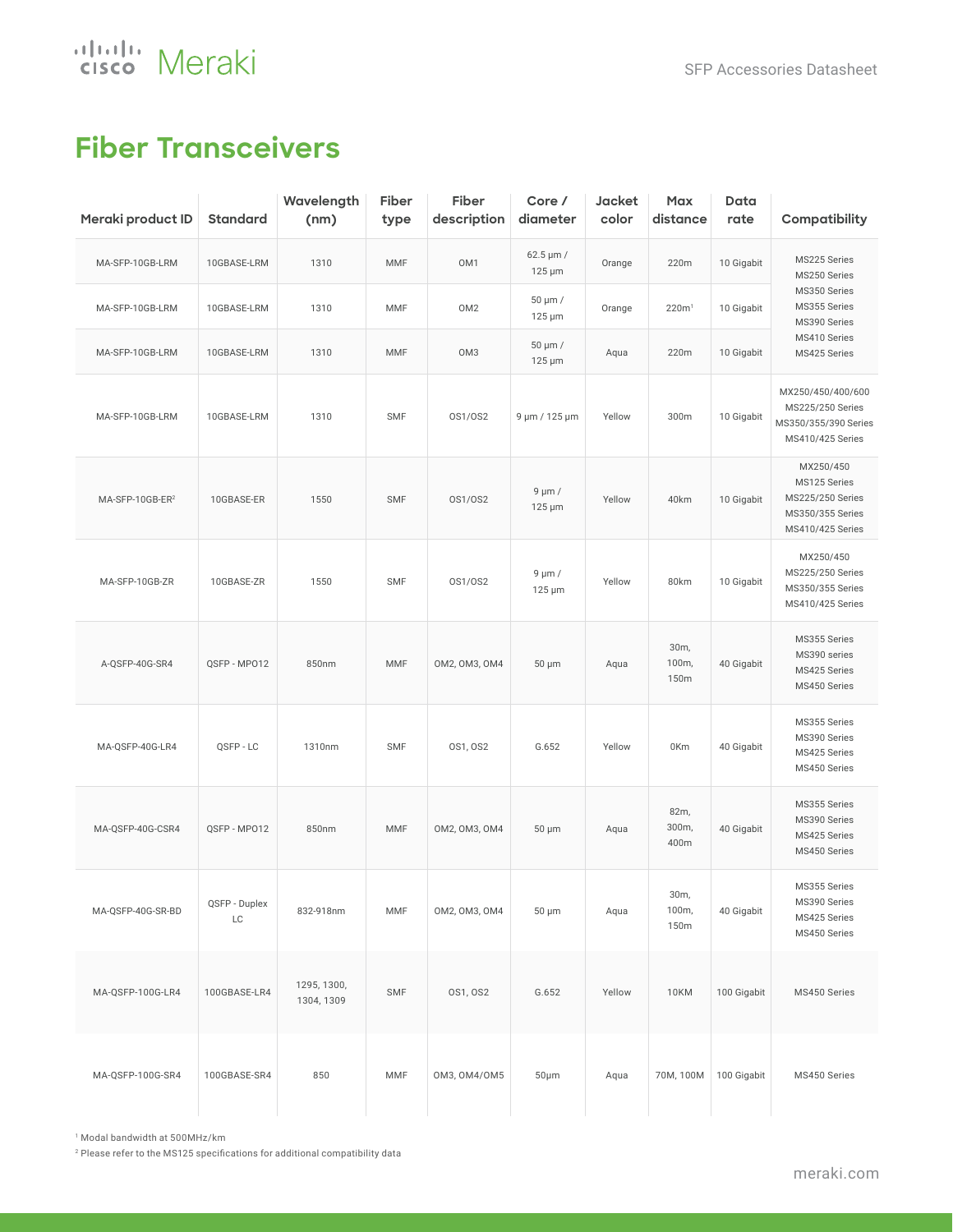# Fiber Transceivers

| Meraki product ID | Standard | Wavelength (nm) | Fiber type | Fiber description | Core / diameter | Jacket color | Max distance | Data rate | Compatibility |
|---|---|---|---|---|---|---|---|---|---|
| MA-SFP-10GB-LRM | 10GBASE-LRM | 1310 | MMF | OM1 | 62.5 µm / 125 µm | Orange | 220m | 10 Gigabit | MS225 Series MS250 Series MS350 Series MS355 Series MS390 Series MS410 Series MS425 Series |
| MA-SFP-10GB-LRM | 10GBASE-LRM | 1310 | MMF | OM2 | 50 µm / 125 µm | Orange | 220m[1] | 10 Gigabit | |
| MA-SFP-10GB-LRM | 10GBASE-LRM | 1310 | MMF | OM3 | 50 µm / 125 µm | Aqua | 220m | 10 Gigabit | |
| MA-SFP-10GB-LRM | 10GBASE-LRM | 1310 | SMF | OS1/OS2 | 9 µm / 125 µm | Yellow | 300m | 10 Gigabit | MX250/450/400/600 MS225/250 Series MS350/355/390 Series MS410/425 Series |
| MA-SFP-10GB-ER[2] | 10GBASE-ER | 1550 | SMF | OS1/OS2 | 9 µm / 125 µm | Yellow | 40km | 10 Gigabit | MX250/450 MS125 Series MS225/250 Series MS350/355 Series MS410/425 Series |
| MA-SFP-10GB-ZR | 10GBASE-ZR | 1550 | SMF | OS1/OS2 | 9 µm / 125 µm | Yellow | 80km | 10 Gigabit | MX250/450 MS225/250 Series MS350/355 Series MS410/425 Series |
| A-QSFP-40G-SR4 | QSFP - MPO12 | 850nm | MMF | OM2, OM3, OM4 | 50 µm | Aqua | 30m, 100m, 150m | 40 Gigabit | MS355 Series MS390 series MS425 Series MS450 Series |
| MA-QSFP-40G-LR4 | QSFP - LC | 1310nm | SMF | OS1, OS2 | G.652 | Yellow | 0Km | 40 Gigabit | MS355 Series MS390 Series MS425 Series MS450 Series |
| MA-QSFP-40G-CSR4 | QSFP - MPO12 | 850nm | MMF | OM2, OM3, OM4 | 50 µm | Aqua | 82m, 300m, 400m | 40 Gigabit | MS355 Series MS390 Series MS425 Series MS450 Series |
| MA-QSFP-40G-SR-BD | QSFP - Duplex LC | 832-918nm | MMF | OM2, OM3, OM4 | 50 µm | Aqua | 30m, 100m, 150m | 40 Gigabit | MS355 Series MS390 Series MS425 Series MS450 Series |
| MA-QSFP-100G-LR4 | 100GBASE-LR4 | 1295, 1300, 1304, 1309 | SMF | OS1, OS2 | G.652 | Yellow | 10KM | 100 Gigabit | MS450 Series |
| MA-QSFP-100G-SR4 | 100GBASE-SR4 | 850 | MMF | OM3, OM4/OM5 | 50µm | Aqua | 70M, 100M | 100 Gigabit | MS450 Series |

[1] Modal bandwidth at 500MHz/km

[2] Please refer to the MS125 specifications for additional compatibility data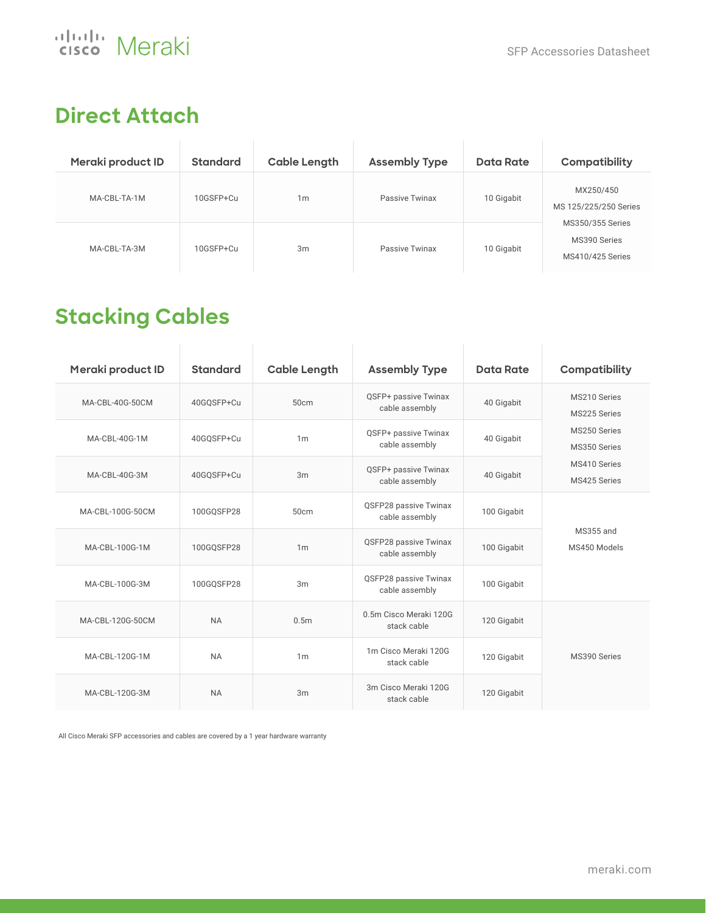## Direct Attach

| Meraki product ID | Standard | Cable Length | Assembly Type | Data Rate | Compatibility |
|---|---|---|---|---|---|
| MA-CBL-TA-1M | 10GSFP+Cu | 1m | Passive Twinax | 10 Gigabit | MX250/450<br>MS 125/225/250 Series<br>MS350/355 Series<br>MS390 Series<br>MS410/425 Series |
| MA-CBL-TA-3M | 10GSFP+Cu | 3m | Passive Twinax | 10 Gigabit | |

## Stacking Cables

| Meraki product ID | Standard | Cable Length | Assembly Type | Data Rate | Compatibility |
|---|---|---|---|---|---|
| MA-CBL-40G-50CM | 40GQSFP+Cu | 50cm | QSFP+ passive Twinax cable assembly | 40 Gigabit | MS210 Series<br>MS225 Series<br>MS250 Series<br>MS350 Series<br>MS410 Series<br>MS425 Series |
| MA-CBL-40G-1M | 40GQSFP+Cu | 1m | QSFP+ passive Twinax cable assembly | 40 Gigabit | |
| MA-CBL-40G-3M | 40GQSFP+Cu | 3m | QSFP+ passive Twinax cable assembly | 40 Gigabit | |
| MA-CBL-100G-50CM | 100GQSFP28 | 50cm | QSFP28 passive Twinax cable assembly | 100 Gigabit | MS355 and MS450 Models |
| MA-CBL-100G-1M | 100GQSFP28 | 1m | QSFP28 passive Twinax cable assembly | 100 Gigabit | |
| MA-CBL-100G-3M | 100GQSFP28 | 3m | QSFP28 passive Twinax cable assembly | 100 Gigabit | |
| MA-CBL-120G-50CM | NA | 0.5m | 0.5m Cisco Meraki 120G stack cable | 120 Gigabit | MS390 Series |
| MA-CBL-120G-1M | NA | 1m | 1m Cisco Meraki 120G stack cable | 120 Gigabit | |
| MA-CBL-120G-3M | NA | 3m | 3m Cisco Meraki 120G stack cable | 120 Gigabit | |

All Cisco Meraki SFP accessories and cables are covered by a 1 year hardware warranty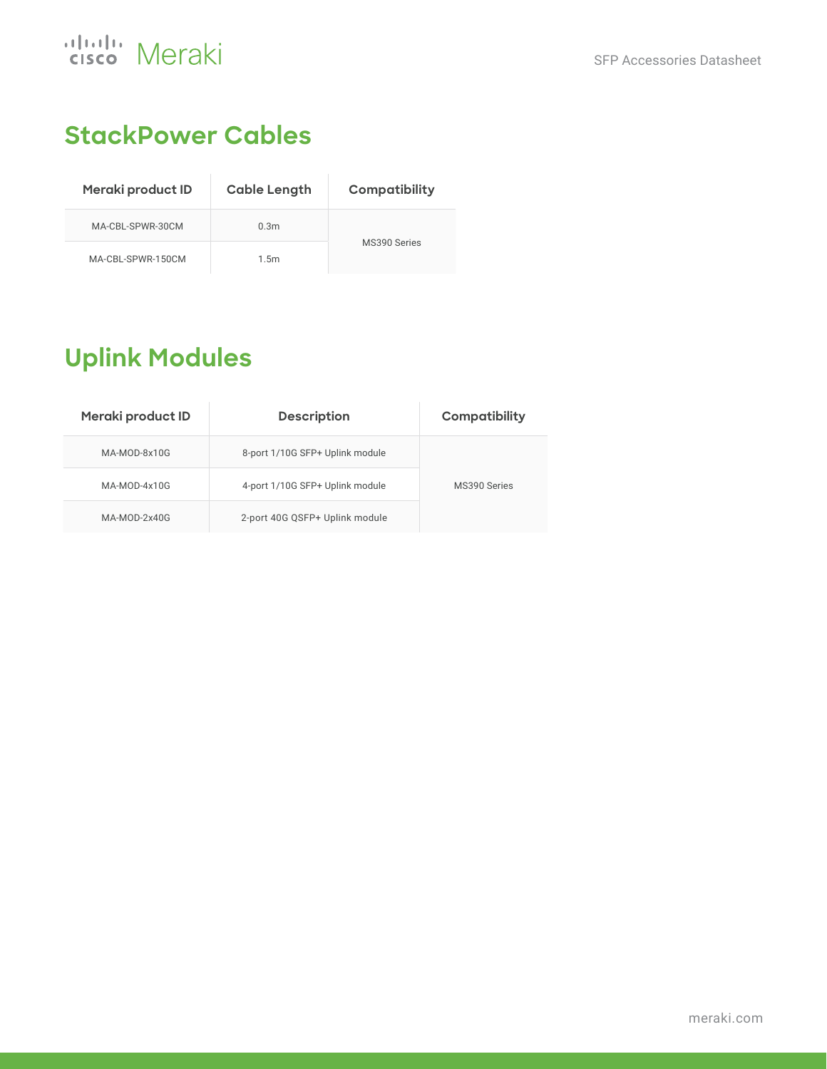## StackPower Cables

| Meraki product ID | Cable Length | Compatibility |
|---|---|---|
| MA-CBL-SPWR-30CM | 0.3m | MS390 Series |
| MA-CBL-SPWR-150CM | 1.5m | |

## Uplink Modules

| Meraki product ID | Description | Compatibility |
|---|---|---|
| MA-MOD-8x10G | 8-port 1/10G SFP+ Uplink module | MS390 Series |
| MA-MOD-4x10G | 4-port 1/10G SFP+ Uplink module | |
| MA-MOD-2x40G | 2-port 40G QSFP+ Uplink module | |